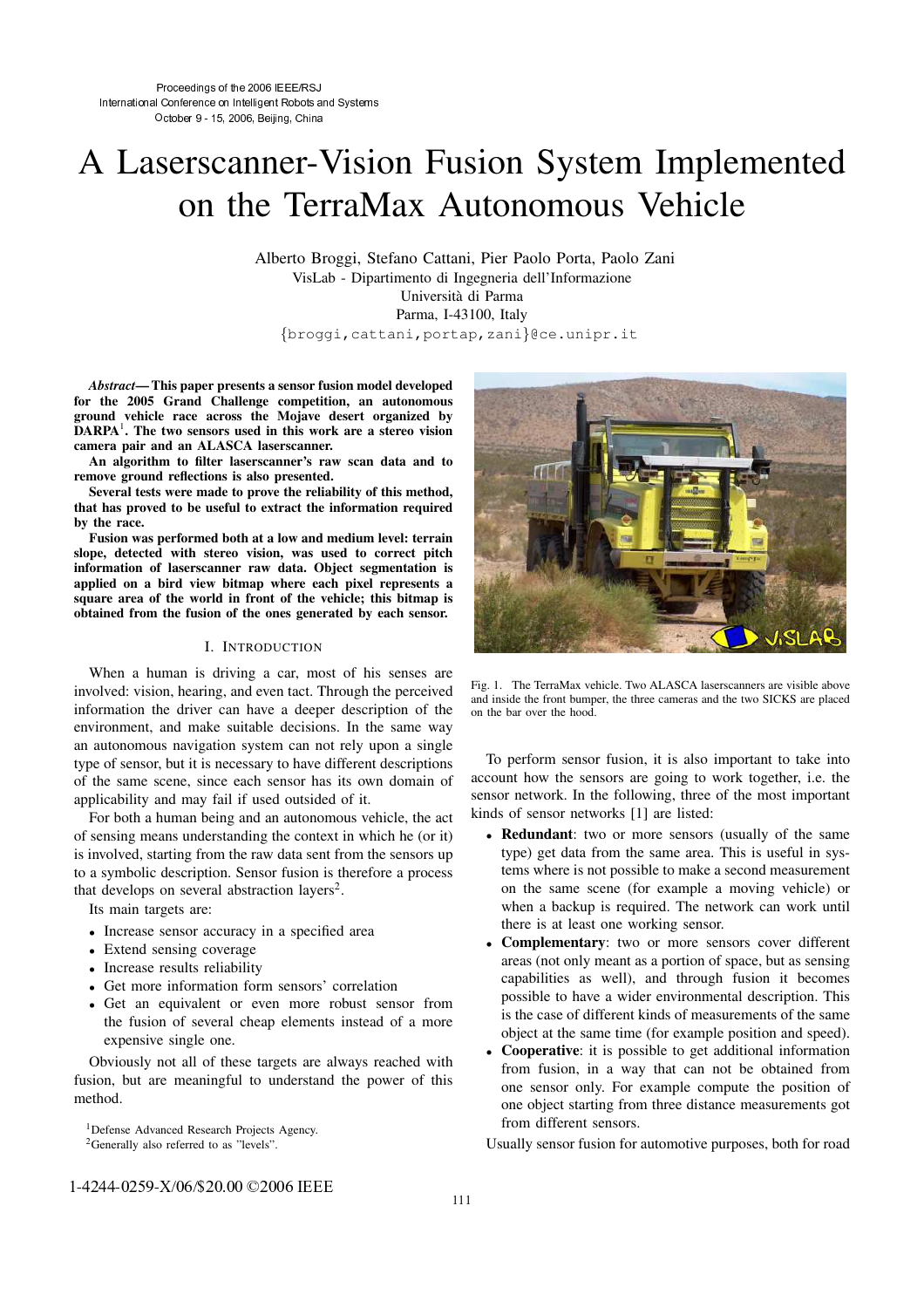Proceedings of the 2006 IEEE/RSJ
International Conference on Intelligent Robots and Systems
October 9 - 15, 2006, Beijing, China

# A Laserscanner-Vision Fusion System Implemented on the TerraMax Autonomous Vehicle

Alberto Broggi, Stefano Cattani, Pier Paolo Porta, Paolo Zani
VisLab - Dipartimento di Ingegneria dell'Informazione
Università di Parma
Parma, I-43100, Italy
{broggi,cattani,portap,zani}@ce.unipr.it

***Abstract*— This paper presents a sensor fusion model developed for the 2005 Grand Challenge competition, an autonomous ground vehicle race across the Mojave desert organized by DARPA[1]. The two sensors used in this work are a stereo vision camera pair and an ALASCA laserscanner.**

**An algorithm to filter laserscanner's raw scan data and to remove ground reflections is also presented.**

**Several tests were made to prove the reliability of this method, that has proved to be useful to extract the information required by the race.**

**Fusion was performed both at a low and medium level: terrain slope, detected with stereo vision, was used to correct pitch information of laserscanner raw data. Object segmentation is applied on a bird view bitmap where each pixel represents a square area of the world in front of the vehicle; this bitmap is obtained from the fusion of the ones generated by each sensor.**

## I. Introduction

When a human is driving a car, most of his senses are involved: vision, hearing, and even tact. Through the perceived information the driver can have a deeper description of the environment, and make suitable decisions. In the same way an autonomous navigation system can not rely upon a single type of sensor, but it is necessary to have different descriptions of the same scene, since each sensor has its own domain of applicability and may fail if used outsided of it.

For both a human being and an autonomous vehicle, the act of sensing means understanding the context in which he (or it) is involved, starting from the raw data sent from the sensors up to a symbolic description. Sensor fusion is therefore a process that develops on several abstraction layers[2].

Its main targets are:

- Increase sensor accuracy in a specified area
- Extend sensing coverage
- Increase results reliability
- Get more information form sensors' correlation
- Get an equivalent or even more robust sensor from the fusion of several cheap elements instead of a more expensive single one.

Obviously not all of these targets are always reached with fusion, but are meaningful to understand the power of this method.

[1]Defense Advanced Research Projects Agency.
[2]Generally also referred to as "levels".

Fig. 1. The TerraMax vehicle. Two ALASCA laserscanners are visible above and inside the front bumper, the three cameras and the two SICKS are placed on the bar over the hood.

To perform sensor fusion, it is also important to take into account how the sensors are going to work together, i.e. the sensor network. In the following, three of the most important kinds of sensor networks [1] are listed:

- **Redundant**: two or more sensors (usually of the same type) get data from the same area. This is useful in systems where is not possible to make a second measurement on the same scene (for example a moving vehicle) or when a backup is required. The network can work until there is at least one working sensor.
- **Complementary**: two or more sensors cover different areas (not only meant as a portion of space, but as sensing capabilities as well), and through fusion it becomes possible to have a wider environmental description. This is the case of different kinds of measurements of the same object at the same time (for example position and speed).
- **Cooperative**: it is possible to get additional information from fusion, in a way that can not be obtained from one sensor only. For example compute the position of one object starting from three distance measurements got from different sensors.

Usually sensor fusion for automotive purposes, both for road

1-4244-0259-X/06/$20.00 ©2006 IEEE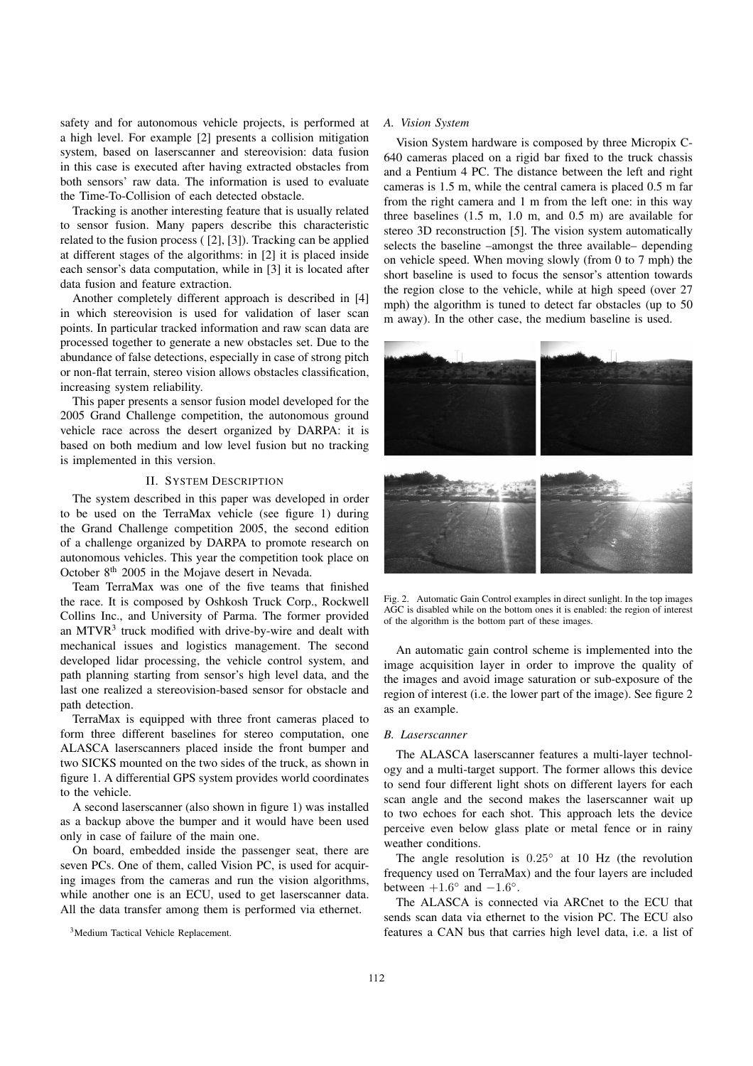safety and for autonomous vehicle projects, is performed at a high level. For example [2] presents a collision mitigation system, based on laserscanner and stereovision: data fusion in this case is executed after having extracted obstacles from both sensors' raw data. The information is used to evaluate the Time-To-Collision of each detected obstacle.

Tracking is another interesting feature that is usually related to sensor fusion. Many papers describe this characteristic related to the fusion process ( [2], [3]). Tracking can be applied at different stages of the algorithms: in [2] it is placed inside each sensor's data computation, while in [3] it is located after data fusion and feature extraction.

Another completely different approach is described in [4] in which stereovision is used for validation of laser scan points. In particular tracked information and raw scan data are processed together to generate a new obstacles set. Due to the abundance of false detections, especially in case of strong pitch or non-flat terrain, stereo vision allows obstacles classification, increasing system reliability.

This paper presents a sensor fusion model developed for the 2005 Grand Challenge competition, the autonomous ground vehicle race across the desert organized by DARPA: it is based on both medium and low level fusion but no tracking is implemented in this version.

## II. System Description

The system described in this paper was developed in order to be used on the TerraMax vehicle (see figure 1) during the Grand Challenge competition 2005, the second edition of a challenge organized by DARPA to promote research on autonomous vehicles. This year the competition took place on October 8th 2005 in the Mojave desert in Nevada.

Team TerraMax was one of the five teams that finished the race. It is composed by Oshkosh Truck Corp., Rockwell Collins Inc., and University of Parma. The former provided an MTVR[3] truck modified with drive-by-wire and dealt with mechanical issues and logistics management. The second developed lidar processing, the vehicle control system, and path planning starting from sensor's high level data, and the last one realized a stereovision-based sensor for obstacle and path detection.

TerraMax is equipped with three front cameras placed to form three different baselines for stereo computation, one ALASCA laserscanners placed inside the front bumper and two SICKS mounted on the two sides of the truck, as shown in figure 1. A differential GPS system provides world coordinates to the vehicle.

A second laserscanner (also shown in figure 1) was installed as a backup above the bumper and it would have been used only in case of failure of the main one.

On board, embedded inside the passenger seat, there are seven PCs. One of them, called Vision PC, is used for acquiring images from the cameras and run the vision algorithms, while another one is an ECU, used to get laserscanner data. All the data transfer among them is performed via ethernet.

[3]Medium Tactical Vehicle Replacement.

### A. Vision System

Vision System hardware is composed by three Micropix C-640 cameras placed on a rigid bar fixed to the truck chassis and a Pentium 4 PC. The distance between the left and right cameras is 1.5 m, while the central camera is placed 0.5 m far from the right camera and 1 m from the left one: in this way three baselines (1.5 m, 1.0 m, and 0.5 m) are available for stereo 3D reconstruction [5]. The vision system automatically selects the baseline –amongst the three available– depending on vehicle speed. When moving slowly (from 0 to 7 mph) the short baseline is used to focus the sensor's attention towards the region close to the vehicle, while at high speed (over 27 mph) the algorithm is tuned to detect far obstacles (up to 50 m away). In the other case, the medium baseline is used.

Fig. 2. Automatic Gain Control examples in direct sunlight. In the top images AGC is disabled while on the bottom ones it is enabled: the region of interest of the algorithm is the bottom part of these images.

An automatic gain control scheme is implemented into the image acquisition layer in order to improve the quality of the images and avoid image saturation or sub-exposure of the region of interest (i.e. the lower part of the image). See figure 2 as an example.

### B. Laserscanner

The ALASCA laserscanner features a multi-layer technology and a multi-target support. The former allows this device to send four different light shots on different layers for each scan angle and the second makes the laserscanner wait up to two echoes for each shot. This approach lets the device perceive even below glass plate or metal fence or in rainy weather conditions.

The angle resolution is $0.25°$ at 10 Hz (the revolution frequency used on TerraMax) and the four layers are included between $+1.6°$ and $-1.6°$.

The ALASCA is connected via ARCnet to the ECU that sends scan data via ethernet to the vision PC. The ECU also features a CAN bus that carries high level data, i.e. a list of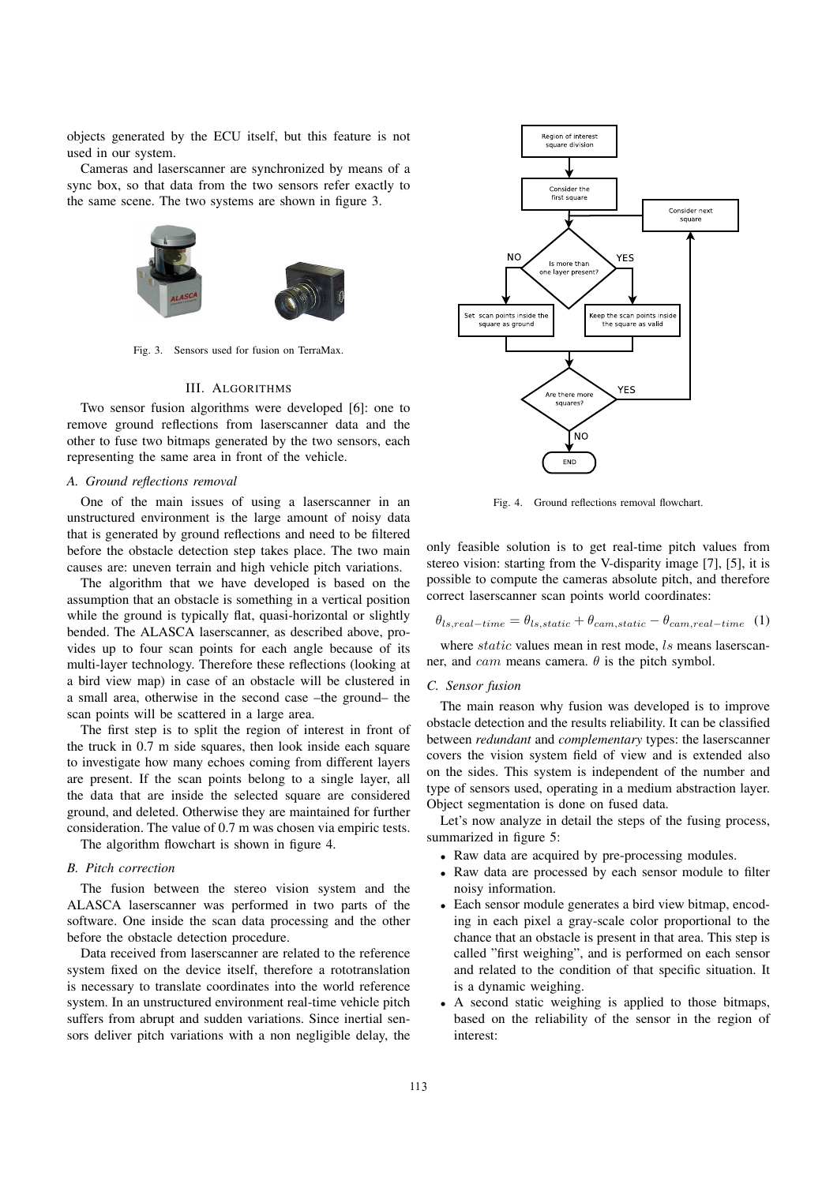objects generated by the ECU itself, but this feature is not used in our system.

Cameras and laserscanner are synchronized by means of a sync box, so that data from the two sensors refer exactly to the same scene. The two systems are shown in figure 3.

Fig. 3. Sensors used for fusion on TerraMax.

## III. Algorithms

Two sensor fusion algorithms were developed [6]: one to remove ground reflections from laserscanner data and the other to fuse two bitmaps generated by the two sensors, each representing the same area in front of the vehicle.

### A. Ground reflections removal

One of the main issues of using a laserscanner in an unstructured environment is the large amount of noisy data that is generated by ground reflections and need to be filtered before the obstacle detection step takes place. The two main causes are: uneven terrain and high vehicle pitch variations.

The algorithm that we have developed is based on the assumption that an obstacle is something in a vertical position while the ground is typically flat, quasi-horizontal or slightly bended. The ALASCA laserscanner, as described above, provides up to four scan points for each angle because of its multi-layer technology. Therefore these reflections (looking at a bird view map) in case of an obstacle will be clustered in a small area, otherwise in the second case –the ground– the scan points will be scattered in a large area.

The first step is to split the region of interest in front of the truck in 0.7 m side squares, then look inside each square to investigate how many echoes coming from different layers are present. If the scan points belong to a single layer, all the data that are inside the selected square are considered ground, and deleted. Otherwise they are maintained for further consideration. The value of 0.7 m was chosen via empiric tests.

The algorithm flowchart is shown in figure 4.

Fig. 4. Ground reflections removal flowchart.

### B. Pitch correction

The fusion between the stereo vision system and the ALASCA laserscanner was performed in two parts of the software. One inside the scan data processing and the other before the obstacle detection procedure.

Data received from laserscanner are related to the reference system fixed on the device itself, therefore a rototranslation is necessary to translate coordinates into the world reference system. In an unstructured environment real-time vehicle pitch suffers from abrupt and sudden variations. Since inertial sensors deliver pitch variations with a non negligible delay, the only feasible solution is to get real-time pitch values from stereo vision: starting from the V-disparity image [7], [5], it is possible to compute the cameras absolute pitch, and therefore correct laserscanner scan points world coordinates:

$$\theta_{ls,real-time} = \theta_{ls,static} + \theta_{cam,static} - \theta_{cam,real-time} \quad (1)$$

where $static$ values mean in rest mode, $ls$ means laserscanner, and $cam$ means camera. $\theta$ is the pitch symbol.

### C. Sensor fusion

The main reason why fusion was developed is to improve obstacle detection and the results reliability. It can be classified between *redundant* and *complementary* types: the laserscanner covers the vision system field of view and is extended also on the sides. This system is independent of the number and type of sensors used, operating in a medium abstraction layer. Object segmentation is done on fused data.

Let's now analyze in detail the steps of the fusing process, summarized in figure 5:

- Raw data are acquired by pre-processing modules.
- Raw data are processed by each sensor module to filter noisy information.
- Each sensor module generates a bird view bitmap, encoding in each pixel a gray-scale color proportional to the chance that an obstacle is present in that area. This step is called "first weighing", and is performed on each sensor and related to the condition of that specific situation. It is a dynamic weighing.
- A second static weighing is applied to those bitmaps, based on the reliability of the sensor in the region of interest: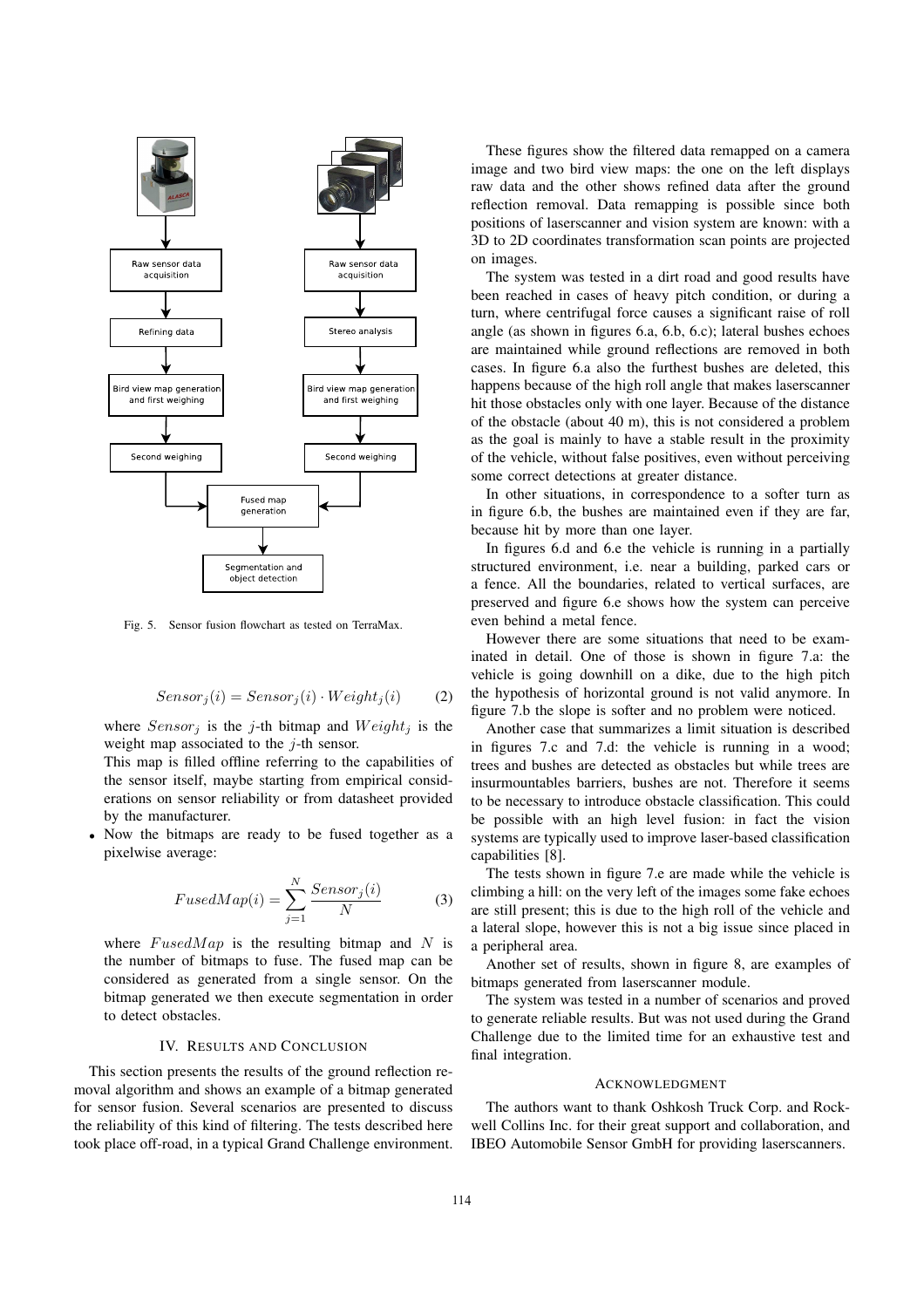Fig. 5. Sensor fusion flowchart as tested on TerraMax.

$$Sensor_j(i) = Sensor_j(i) \cdot Weight_j(i) \qquad (2)$$

where $Sensor_j$ is the $j$-th bitmap and $Weight_j$ is the weight map associated to the $j$-th sensor.

This map is filled offline referring to the capabilities of the sensor itself, maybe starting from empirical considerations on sensor reliability or from datasheet provided by the manufacturer.

- Now the bitmaps are ready to be fused together as a pixelwise average:

$$FusedMap(i) = \sum_{j=1}^{N} \frac{Sensor_j(i)}{N} \qquad (3)$$

where $FusedMap$ is the resulting bitmap and $N$ is the number of bitmaps to fuse. The fused map can be considered as generated from a single sensor. On the bitmap generated we then execute segmentation in order to detect obstacles.

## IV. Results and Conclusion

This section presents the results of the ground reflection removal algorithm and shows an example of a bitmap generated for sensor fusion. Several scenarios are presented to discuss the reliability of this kind of filtering. The tests described here took place off-road, in a typical Grand Challenge environment.

These figures show the filtered data remapped on a camera image and two bird view maps: the one on the left displays raw data and the other shows refined data after the ground reflection removal. Data remapping is possible since both positions of laserscanner and vision system are known: with a 3D to 2D coordinates transformation scan points are projected on images.

The system was tested in a dirt road and good results have been reached in cases of heavy pitch condition, or during a turn, where centrifugal force causes a significant raise of roll angle (as shown in figures 6.a, 6.b, 6.c); lateral bushes echoes are maintained while ground reflections are removed in both cases. In figure 6.a also the furthest bushes are deleted, this happens because of the high roll angle that makes laserscanner hit those obstacles only with one layer. Because of the distance of the obstacle (about 40 m), this is not considered a problem as the goal is mainly to have a stable result in the proximity of the vehicle, without false positives, even without perceiving some correct detections at greater distance.

In other situations, in correspondence to a softer turn as in figure 6.b, the bushes are maintained even if they are far, because hit by more than one layer.

In figures 6.d and 6.e the vehicle is running in a partially structured environment, i.e. near a building, parked cars or a fence. All the boundaries, related to vertical surfaces, are preserved and figure 6.e shows how the system can perceive even behind a metal fence.

However there are some situations that need to be examinated in detail. One of those is shown in figure 7.a: the vehicle is going downhill on a dike, due to the high pitch the hypothesis of horizontal ground is not valid anymore. In figure 7.b the slope is softer and no problem were noticed.

Another case that summarizes a limit situation is described in figures 7.c and 7.d: the vehicle is running in a wood; trees and bushes are detected as obstacles but while trees are insurmountables barriers, bushes are not. Therefore it seems to be necessary to introduce obstacle classification. This could be possible with an high level fusion: in fact the vision systems are typically used to improve laser-based classification capabilities [8].

The tests shown in figure 7.e are made while the vehicle is climbing a hill: on the very left of the images some fake echoes are still present; this is due to the high roll of the vehicle and a lateral slope, however this is not a big issue since placed in a peripheral area.

Another set of results, shown in figure 8, are examples of bitmaps generated from laserscanner module.

The system was tested in a number of scenarios and proved to generate reliable results. But was not used during the Grand Challenge due to the limited time for an exhaustive test and final integration.

## Acknowledgment

The authors want to thank Oshkosh Truck Corp. and Rockwell Collins Inc. for their great support and collaboration, and IBEO Automobile Sensor GmbH for providing laserscanners.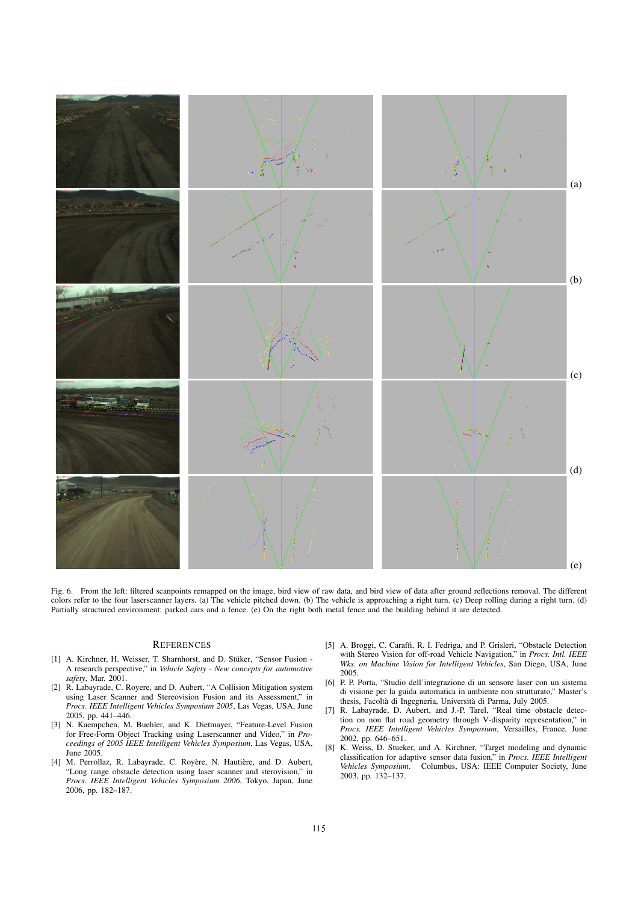Fig. 6. From the left: filtered scanpoints remapped on the image, bird view of raw data, and bird view of data after ground reflections removal. The different colors refer to the four laserscanner layers. (a) The vehicle pitched down. (b) The vehicle is approaching a right turn. (c) Deep rolling during a right turn. (d) Partially structured environment: parked cars and a fence. (e) On the right both metal fence and the building behind it are detected.

## REFERENCES

[1] A. Kirchner, H. Weisser, T. Sharnhorst, and D. Stüker, "Sensor Fusion - A research perspective," in *Vehicle Safety - New concepts for automotive safety*, Mar. 2001.

[2] R. Labayrade, C. Royere, and D. Aubert, "A Collision Mitigation system using Laser Scanner and Stereovision Fusion and its Assessment," in *Procs. IEEE Intelligent Vehicles Symposium 2005*, Las Vegas, USA, June 2005, pp. 441–446.

[3] N. Kaempchen, M. Buehler, and K. Dietmayer, "Feature-Level Fusion for Free-Form Object Tracking using Laserscanner and Video," in *Proceedings of 2005 IEEE Intelligent Vehicles Symposium*, Las Vegas, USA, June 2005.

[4] M. Perrollaz, R. Labayrade, C. Royère, N. Hautière, and D. Aubert, "Long range obstacle detection using laser scanner and sterovision," in *Procs. IEEE Intelligent Vehicles Symposium 2006*, Tokyo, Japan, June 2006, pp. 182–187.

[5] A. Broggi, C. Caraffi, R. I. Fedriga, and P. Grisleri, "Obstacle Detection with Stereo Vision for off-road Vehicle Navigation," in *Procs. Intl. IEEE Wks. on Machine Vision for Intelligent Vehicles*, San Diego, USA, June 2005.

[6] P. P. Porta, "Studio dell'integrazione di un sensore laser con un sistema di visione per la guida automatica in ambiente non strutturato," Master's thesis, Facoltà di Ingegneria, Università di Parma, July 2005.

[7] R. Labayrade, D. Aubert, and J.-P. Tarel, "Real time obstacle detection on non flat road geometry through V-disparity representation," in *Procs. IEEE Intelligent Vehicles Symposium*, Versailles, France, June 2002, pp. 646–651.

[8] K. Weiss, D. Stueker, and A. Kirchner, "Target modeling and dynamic classification for adaptive sensor data fusion," in *Procs. IEEE Intelligent Vehicles Symposium*. Columbus, USA: IEEE Computer Society, June 2003, pp. 132–137.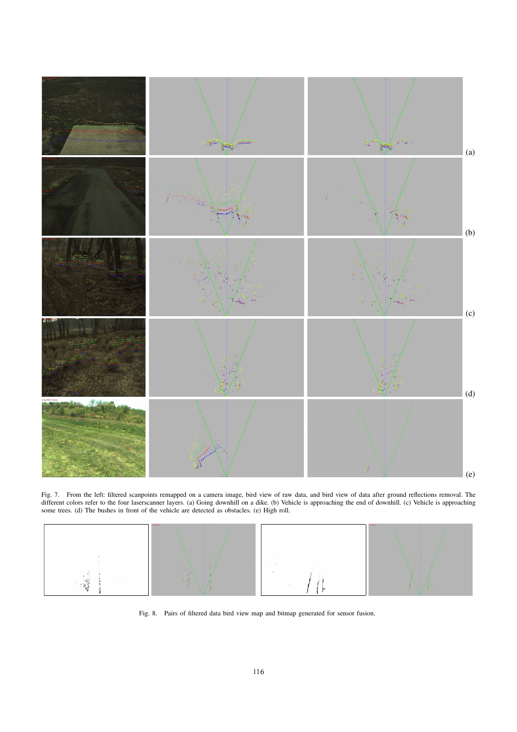(a)

(b)

(c)

(d)

(e)

Fig. 7. From the left: filtered scanpoints remapped on a camera image, bird view of raw data, and bird view of data after ground reflections removal. The different colors refer to the four laserscanner layers. (a) Going downhill on a dike. (b) Vehicle is approaching the end of downhill. (c) Vehicle is approaching some trees. (d) The bushes in front of the vehicle are detected as obstacles. (e) High roll.

Fig. 8. Pairs of filtered data bird view map and bitmap generated for sensor fusion.